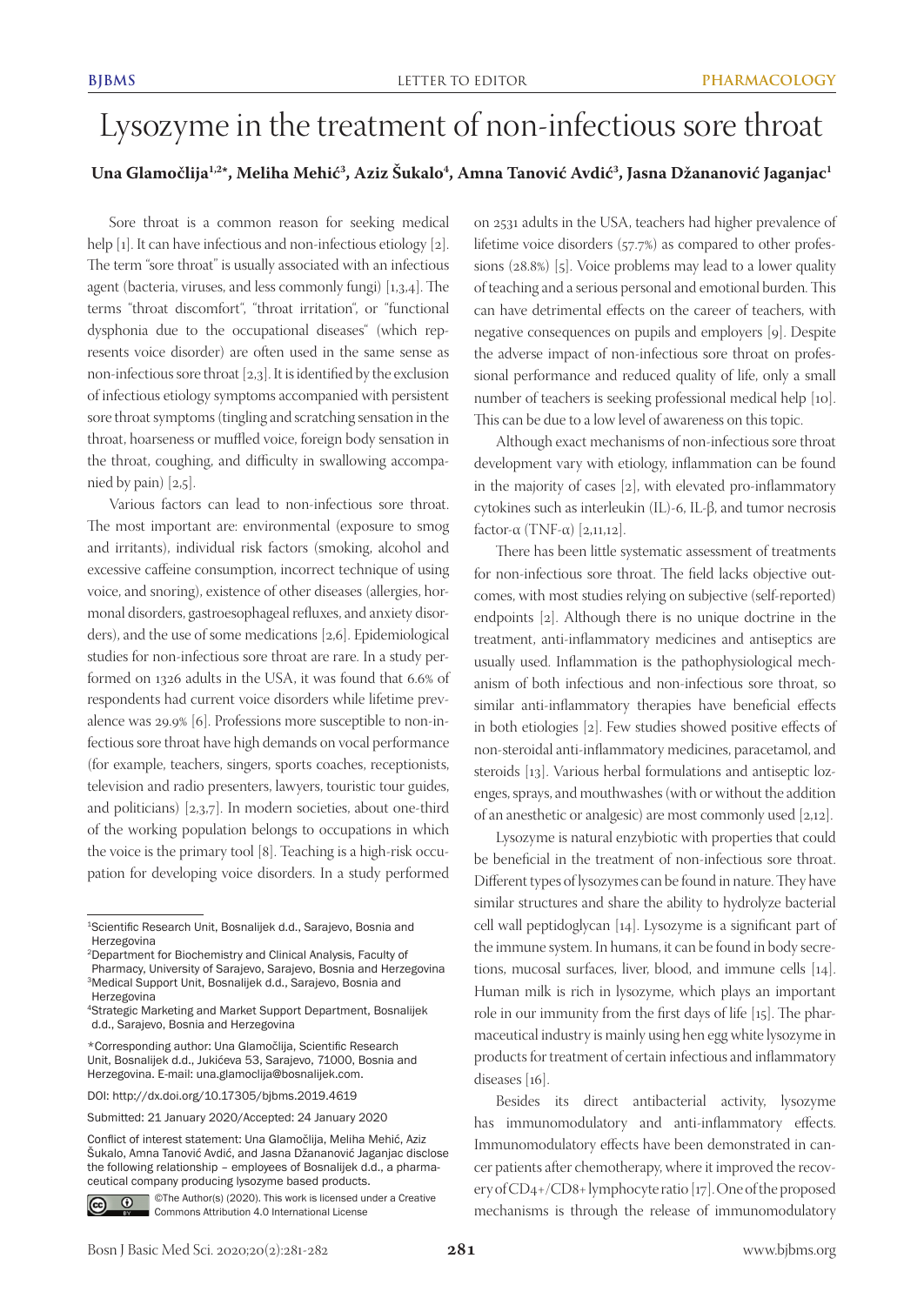# Lysozyme in the treatment of non-infectious sore throat

**Una Glamočlija[1,2*], Meliha Mehić[3], Aziz Šukalo[4], Amna Tanović Avdić[3], Jasna Džananović Jaganjac[1]**

Sore throat is a common reason for seeking medical help [1]. It can have infectious and non-infectious etiology [2]. The term "sore throat" is usually associated with an infectious agent (bacteria, viruses, and less commonly fungi) [1,3,4]. The terms "throat discomfort", "throat irritation", or "functional dysphonia due to the occupational diseases" (which represents voice disorder) are often used in the same sense as non-infectious sore throat [2,3]. It is identified by the exclusion of infectious etiology symptoms accompanied with persistent sore throat symptoms (tingling and scratching sensation in the throat, hoarseness or muffled voice, foreign body sensation in the throat, coughing, and difficulty in swallowing accompanied by pain) [2,5].

Various factors can lead to non-infectious sore throat. The most important are: environmental (exposure to smog and irritants), individual risk factors (smoking, alcohol and excessive caffeine consumption, incorrect technique of using voice, and snoring), existence of other diseases (allergies, hormonal disorders, gastroesophageal refluxes, and anxiety disorders), and the use of some medications [2,6]. Epidemiological studies for non-infectious sore throat are rare. In a study performed on 1326 adults in the USA, it was found that 6.6% of respondents had current voice disorders while lifetime prevalence was 29.9% [6]. Professions more susceptible to non-infectious sore throat have high demands on vocal performance (for example, teachers, singers, sports coaches, receptionists, television and radio presenters, lawyers, touristic tour guides, and politicians) [2,3,7]. In modern societies, about one-third of the working population belongs to occupations in which the voice is the primary tool [8]. Teaching is a high-risk occupation for developing voice disorders. In a study performed on 2531 adults in the USA, teachers had higher prevalence of lifetime voice disorders (57.7%) as compared to other professions (28.8%) [5]. Voice problems may lead to a lower quality of teaching and a serious personal and emotional burden. This can have detrimental effects on the career of teachers, with negative consequences on pupils and employers [9]. Despite the adverse impact of non-infectious sore throat on professional performance and reduced quality of life, only a small number of teachers is seeking professional medical help [10]. This can be due to a low level of awareness on this topic.

Although exact mechanisms of non-infectious sore throat development vary with etiology, inflammation can be found in the majority of cases [2], with elevated pro-inflammatory cytokines such as interleukin (IL)-6, IL-β, and tumor necrosis factor-α (TNF-α) [2,11,12].

There has been little systematic assessment of treatments for non-infectious sore throat. The field lacks objective outcomes, with most studies relying on subjective (self-reported) endpoints [2]. Although there is no unique doctrine in the treatment, anti-inflammatory medicines and antiseptics are usually used. Inflammation is the pathophysiological mechanism of both infectious and non-infectious sore throat, so similar anti-inflammatory therapies have beneficial effects in both etiologies [2]. Few studies showed positive effects of non-steroidal anti-inflammatory medicines, paracetamol, and steroids [13]. Various herbal formulations and antiseptic lozenges, sprays, and mouthwashes (with or without the addition of an anesthetic or analgesic) are most commonly used [2,12].

Lysozyme is natural enzybiotic with properties that could be beneficial in the treatment of non-infectious sore throat. Different types of lysozymes can be found in nature. They have similar structures and share the ability to hydrolyze bacterial cell wall peptidoglycan [14]. Lysozyme is a significant part of the immune system. In humans, it can be found in body secretions, mucosal surfaces, liver, blood, and immune cells [14]. Human milk is rich in lysozyme, which plays an important role in our immunity from the first days of life [15]. The pharmaceutical industry is mainly using hen egg white lysozyme in products for treatment of certain infectious and inflammatory diseases [16].

Besides its direct antibacterial activity, lysozyme has immunomodulatory and anti-inflammatory effects. Immunomodulatory effects have been demonstrated in cancer patients after chemotherapy, where it improved the recovery of CD4+/CD8+ lymphocyte ratio [17]. One of the proposed mechanisms is through the release of immunomodulatory

---

[1]Scientific Research Unit, Bosnalijek d.d., Sarajevo, Bosnia and Herzegovina
[2]Department for Biochemistry and Clinical Analysis, Faculty of Pharmacy, University of Sarajevo, Sarajevo, Bosnia and Herzegovina
[3]Medical Support Unit, Bosnalijek d.d., Sarajevo, Bosnia and Herzegovina
[4]Strategic Marketing and Market Support Department, Bosnalijek d.d., Sarajevo, Bosnia and Herzegovina

*Corresponding author: Una Glamočlija, Scientific Research Unit, Bosnalijek d.d., Jukićeva 53, Sarajevo, 71000, Bosnia and Herzegovina. E-mail: una.glamoclija@bosnalijek.com.

DOI: http://dx.doi.org/10.17305/bjbms.2019.4619

Submitted: 21 January 2020/Accepted: 24 January 2020

Conflict of interest statement: Una Glamočlija, Meliha Mehić, Aziz Šukalo, Amna Tanović Avdić, and Jasna Džananović Jaganjac disclose the following relationship – employees of Bosnalijek d.d., a pharmaceutical company producing lysozyme based products.

©The Author(s) (2020). This work is licensed under a Creative Commons Attribution 4.0 International License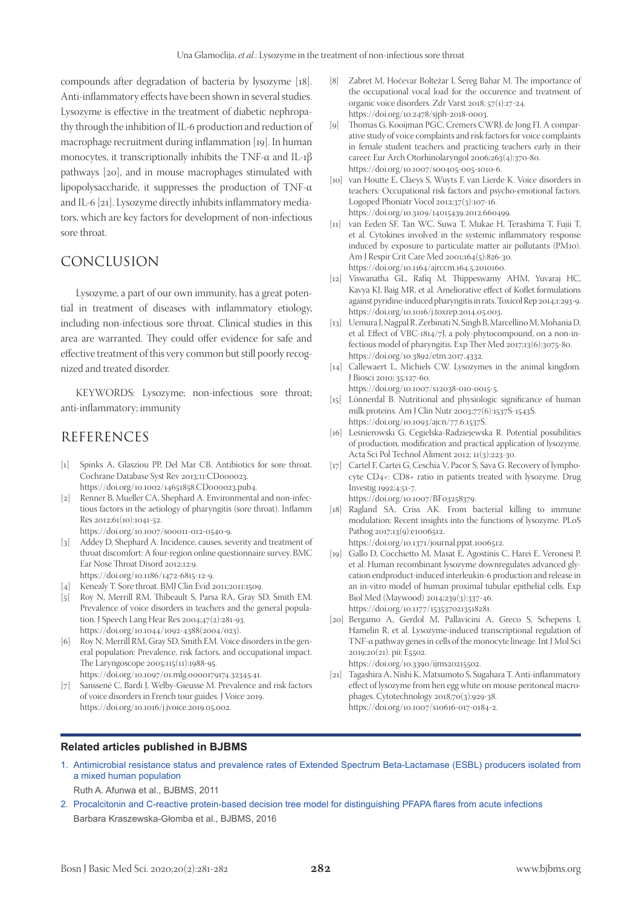compounds after degradation of bacteria by lysozyme [18]. Anti-inflammatory effects have been shown in several studies. Lysozyme is effective in the treatment of diabetic nephropathy through the inhibition of IL-6 production and reduction of macrophage recruitment during inflammation [19]. In human monocytes, it transcriptionally inhibits the TNF-α and IL-1β pathways [20], and in mouse macrophages stimulated with lipopolysaccharide, it suppresses the production of TNF-α and IL-6 [21]. Lysozyme directly inhibits inflammatory mediators, which are key factors for development of non-infectious sore throat.

## CONCLUSION

Lysozyme, a part of our own immunity, has a great potential in treatment of diseases with inflammatory etiology, including non-infectious sore throat. Clinical studies in this area are warranted. They could offer evidence for safe and effective treatment of this very common but still poorly recognized and treated disorder.

KEYWORDS: Lysozyme; non-infectious sore throat; anti-inflammatory; immunity

## REFERENCES

[1] Spinks A, Glasziou PP, Del Mar CB. Antibiotics for sore throat. Cochrane Database Syst Rev 2013;11:CD000023. https://doi.org/10.1002/14651858.CD000023.pub4.

[2] Renner B, Mueller CA, Shephard A. Environmental and non-infectious factors in the aetiology of pharyngitis (sore throat). Inflamm Res 2012;61(10):1041-52. https://doi.org/10.1007/s00011-012-0540-9.

[3] Addey D, Shephard A. Incidence, causes, severity and treatment of throat discomfort: A four-region online questionnaire survey. BMC Ear Nose Throat Disord 2012;12:9. https://doi.org/10.1186/1472-6815-12-9.

[4] Kenealy T. Sore throat. BMJ Clin Evid 2011;2011:1509.

[5] Roy N, Merrill RM, Thibeault S, Parsa RA, Gray SD, Smith EM. Prevalence of voice disorders in teachers and the general population. J Speech Lang Hear Res 2004;47(2):281-93. https://doi.org/10.1044/1092-4388(2004/023).

[6] Roy N, Merrill RM, Gray SD, Smith EM. Voice disorders in the general population: Prevalence, risk factors, and occupational impact. The Laryngoscope 2005;115(11):1988-95. https://doi.org/10.1097/01.mlg.0000179174.32345.41.

[7] Sanssené C, Bardi J, Welby-Gieusse M. Prevalence and risk factors of voice disorders in French tour guides. J Voice 2019. https://doi.org/10.1016/j.jvoice.2019.05.002.

[8] Zabret M, Hočevar Boltežar I, Šereg Bahar M. The importance of the occupational vocal load for the occurence and treatment of organic voice disorders. Zdr Varst 2018; 57(1):17-24. https://doi.org/10.2478/sjph-2018-0003.

[9] Thomas G, Kooijman PGC, Cremers CWRJ, de Jong FI. A comparative study of voice complaints and risk factors for voice complaints in female student teachers and practicing teachers early in their career. Eur Arch Otorhinolaryngol 2006;263(4):370-80. https://doi.org/10.1007/s00405-005-1010-6.

[10] van Houtte E, Claeys S, Wuyts F, van Lierde K. Voice disorders in teachers: Occupational risk factors and psycho-emotional factors. Logoped Phoniatr Vocol 2012;37(3):107-16. https://doi.org/10.3109/14015439.2012.660499.

[11] van Eeden SF, Tan WC, Suwa T, Mukae H, Terashima T, Fujii T, et al. Cytokines involved in the systemic inflammatory response induced by exposure to particulate matter air pollutants (PM10). Am J Respir Crit Care Med 2001;164(5):826-30. https://doi.org/10.1164/ajrccm.164.5.2010160.

[12] Viswanatha GL, Rafiq M, Thippeswamy AHM, Yuvaraj HC, Kavya KJ, Baig MR, et al. Ameliorative effect of Koflet formulations against pyridine-induced pharyngitis in rats. Toxicol Rep 2014;1:293-9. https://doi.org/10.1016/j.toxrep.2014.05.003.

[13] Uemura J, Nagpal R, Zerbinati N, Singh B, Marcellino M, Mohania D, et al. Effect of VBC-1814/7J, a poly-phytocompound, on a non-infectious model of pharyngitis. Exp Ther Med 2017;13(6):3075-80. https://doi.org/10.3892/etm.2017.4332.

[14] Callewaert L, Michiels CW. Lysozymes in the animal kingdom. J Biosci 2010; 35:127-60. https://doi.org/10.1007/s12038-010-0015-5.

[15] Lönnerdal B. Nutritional and physiologic significance of human milk proteins. Am J Clin Nutr 2003;77(6):1537S-1543S. https://doi.org/10.1093/ajcn/77.6.1537S.

[16] Leśnierowski G, Cegielska-Radziejewska R. Potential possibilities of production, modification and practical application of lysozyme. Acta Sci Pol Technol Aliment 2012; 11(3):223-30.

[17] Cartel F, Cartei G, Ceschia V, Pacor S, Sava G. Recovery of lymphocyte CD4+: CD8+ ratio in patients treated with lysozyme. Drug Investig 1992;4:51-7. https://doi.org/10.1007/BF03258379.

[18] Ragland SA, Criss AK. From bacterial killing to immune modulation: Recent insights into the functions of lysozyme. PLoS Pathog 2017;13(9):e1006512. https://doi.org/10.1371/journal.ppat.1006512.

[19] Gallo D, Cocchietto M, Masat E, Agostinis C, Harei E, Veronesi P, et al. Human recombinant lysozyme downregulates advanced glycation endproduct-induced interleukin-6 production and release in an in-vitro model of human proximal tubular epithelial cells. Exp Biol Med (Maywood) 2014;239(3):337-46. https://doi.org/10.1177/1535370213518281.

[20] Bergamo A, Gerdol M, Pallavicini A, Greco S, Schepens I, Hamelin R, et al. Lysozyme-induced transcriptional regulation of TNF-α pathway genes in cells of the monocyte lineage. Int J Mol Sci 2019;20(21). pii: E5502. https://doi.org/10.3390/ijms20215502.

[21] Tagashira A, Nishi K, Matsumoto S, Sugahara T. Anti-inflammatory effect of lysozyme from hen egg white on mouse peritoneal macrophages. Cytotechnology 2018;70(3):929-38. https://doi.org/10.1007/s10616-017-0184-2.

### Related articles published in BJBMS

1. Antimicrobial resistance status and prevalence rates of Extended Spectrum Beta-Lactamase (ESBL) producers isolated from a mixed human population
   Ruth A. Afunwa et al., BJBMS, 2011
2. Procalcitonin and C-reactive protein-based decision tree model for distinguishing PFAPA flares from acute infections
   Barbara Kraszewska-Głomba et al., BJBMS, 2016